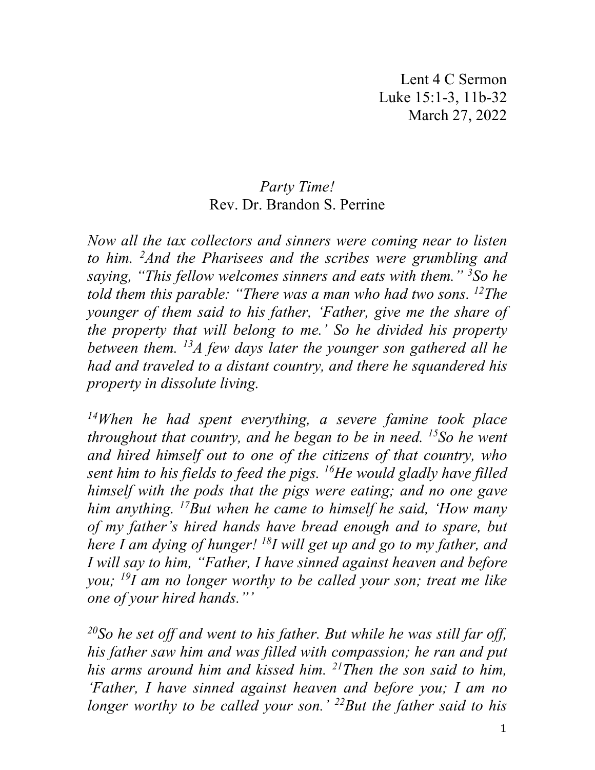Lent 4 C Sermon
Luke 15:1-3, 11b-32
March 27, 2022

# *Party Time!*

Rev. Dr. Brandon S. Perrine

*Now all the tax collectors and sinners were coming near to listen to him. [2]And the Pharisees and the scribes were grumbling and saying, "This fellow welcomes sinners and eats with them." [3]So he told them this parable: "There was a man who had two sons. [12]The younger of them said to his father, 'Father, give me the share of the property that will belong to me.' So he divided his property between them. [13]A few days later the younger son gathered all he had and traveled to a distant country, and there he squandered his property in dissolute living.*

*[14]When he had spent everything, a severe famine took place throughout that country, and he began to be in need. [15]So he went and hired himself out to one of the citizens of that country, who sent him to his fields to feed the pigs. [16]He would gladly have filled himself with the pods that the pigs were eating; and no one gave him anything. [17]But when he came to himself he said, 'How many of my father's hired hands have bread enough and to spare, but here I am dying of hunger! [18]I will get up and go to my father, and I will say to him, "Father, I have sinned against heaven and before you; [19]I am no longer worthy to be called your son; treat me like one of your hired hands."'*

*[20]So he set off and went to his father. But while he was still far off, his father saw him and was filled with compassion; he ran and put his arms around him and kissed him. [21]Then the son said to him, 'Father, I have sinned against heaven and before you; I am no longer worthy to be called your son.' [22]But the father said to his*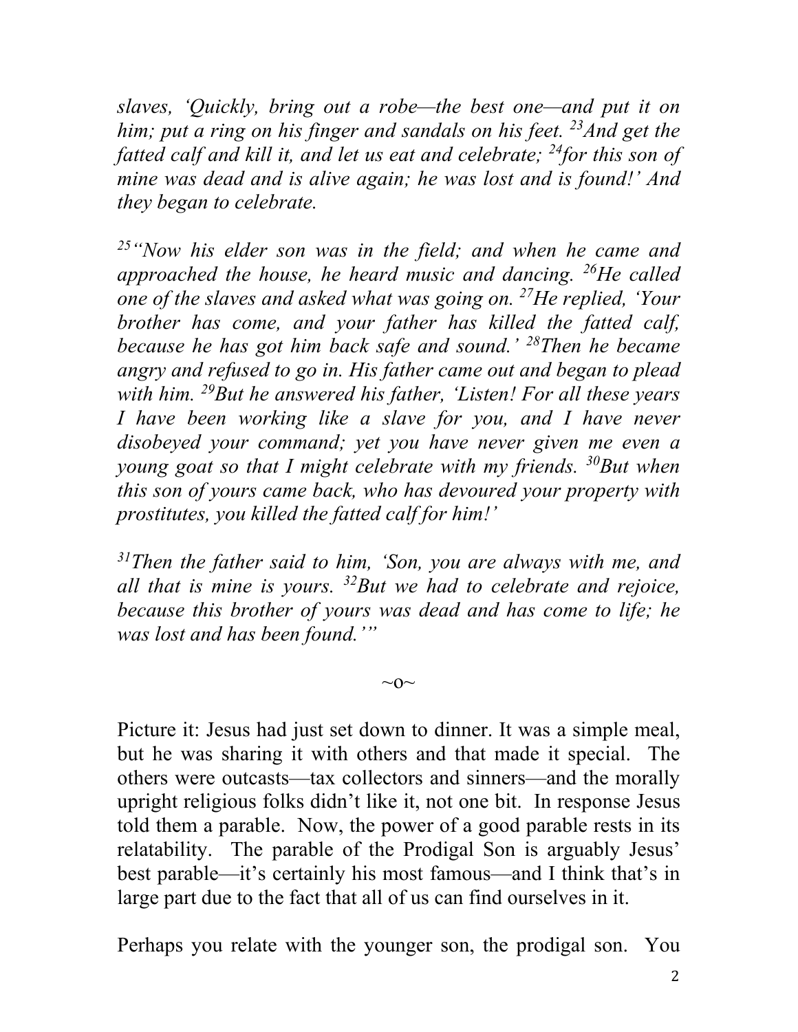*slaves, 'Quickly, bring out a robe—the best one—and put it on him; put a ring on his finger and sandals on his feet. [23]And get the fatted calf and kill it, and let us eat and celebrate; [24]for this son of mine was dead and is alive again; he was lost and is found!' And they began to celebrate.*

*[25]"Now his elder son was in the field; and when he came and approached the house, he heard music and dancing. [26]He called one of the slaves and asked what was going on. [27]He replied, 'Your brother has come, and your father has killed the fatted calf, because he has got him back safe and sound.' [28]Then he became angry and refused to go in. His father came out and began to plead with him. [29]But he answered his father, 'Listen! For all these years I have been working like a slave for you, and I have never disobeyed your command; yet you have never given me even a young goat so that I might celebrate with my friends. [30]But when this son of yours came back, who has devoured your property with prostitutes, you killed the fatted calf for him!'*

*[31]Then the father said to him, 'Son, you are always with me, and all that is mine is yours. [32]But we had to celebrate and rejoice, because this brother of yours was dead and has come to life; he was lost and has been found.'"*

~o~

Picture it: Jesus had just set down to dinner. It was a simple meal, but he was sharing it with others and that made it special. The others were outcasts—tax collectors and sinners—and the morally upright religious folks didn't like it, not one bit. In response Jesus told them a parable. Now, the power of a good parable rests in its relatability. The parable of the Prodigal Son is arguably Jesus' best parable—it's certainly his most famous—and I think that's in large part due to the fact that all of us can find ourselves in it.

Perhaps you relate with the younger son, the prodigal son. You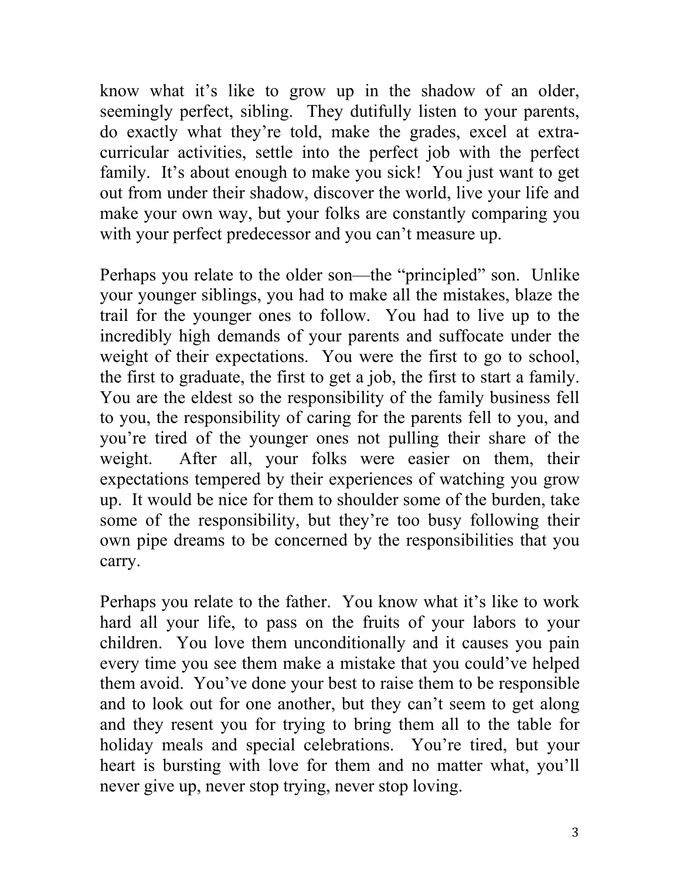know what it's like to grow up in the shadow of an older, seemingly perfect, sibling. They dutifully listen to your parents, do exactly what they're told, make the grades, excel at extra-curricular activities, settle into the perfect job with the perfect family. It's about enough to make you sick! You just want to get out from under their shadow, discover the world, live your life and make your own way, but your folks are constantly comparing you with your perfect predecessor and you can't measure up.

Perhaps you relate to the older son—the "principled" son. Unlike your younger siblings, you had to make all the mistakes, blaze the trail for the younger ones to follow. You had to live up to the incredibly high demands of your parents and suffocate under the weight of their expectations. You were the first to go to school, the first to graduate, the first to get a job, the first to start a family. You are the eldest so the responsibility of the family business fell to you, the responsibility of caring for the parents fell to you, and you're tired of the younger ones not pulling their share of the weight. After all, your folks were easier on them, their expectations tempered by their experiences of watching you grow up. It would be nice for them to shoulder some of the burden, take some of the responsibility, but they're too busy following their own pipe dreams to be concerned by the responsibilities that you carry.

Perhaps you relate to the father. You know what it's like to work hard all your life, to pass on the fruits of your labors to your children. You love them unconditionally and it causes you pain every time you see them make a mistake that you could've helped them avoid. You've done your best to raise them to be responsible and to look out for one another, but they can't seem to get along and they resent you for trying to bring them all to the table for holiday meals and special celebrations. You're tired, but your heart is bursting with love for them and no matter what, you'll never give up, never stop trying, never stop loving.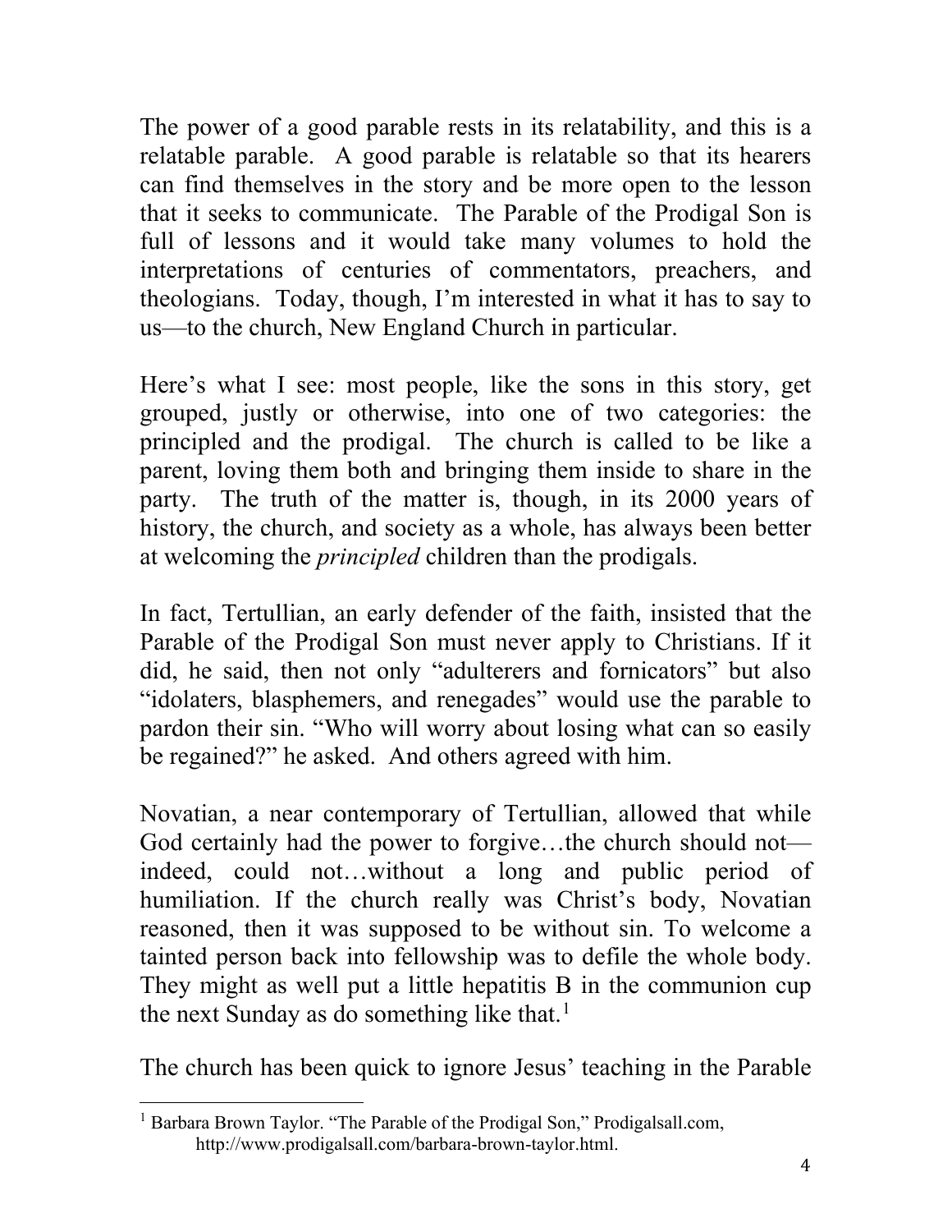The power of a good parable rests in its relatability, and this is a relatable parable. A good parable is relatable so that its hearers can find themselves in the story and be more open to the lesson that it seeks to communicate. The Parable of the Prodigal Son is full of lessons and it would take many volumes to hold the interpretations of centuries of commentators, preachers, and theologians. Today, though, I'm interested in what it has to say to us—to the church, New England Church in particular.

Here's what I see: most people, like the sons in this story, get grouped, justly or otherwise, into one of two categories: the principled and the prodigal. The church is called to be like a parent, loving them both and bringing them inside to share in the party. The truth of the matter is, though, in its 2000 years of history, the church, and society as a whole, has always been better at welcoming the *principled* children than the prodigals.

In fact, Tertullian, an early defender of the faith, insisted that the Parable of the Prodigal Son must never apply to Christians. If it did, he said, then not only "adulterers and fornicators" but also "idolaters, blasphemers, and renegades" would use the parable to pardon their sin. "Who will worry about losing what can so easily be regained?" he asked. And others agreed with him.

Novatian, a near contemporary of Tertullian, allowed that while God certainly had the power to forgive…the church should not—indeed, could not…without a long and public period of humiliation. If the church really was Christ's body, Novatian reasoned, then it was supposed to be without sin. To welcome a tainted person back into fellowship was to defile the whole body. They might as well put a little hepatitis B in the communion cup the next Sunday as do something like that.[1]

The church has been quick to ignore Jesus' teaching in the Parable

---

[1] Barbara Brown Taylor. "The Parable of the Prodigal Son," Prodigalsall.com, http://www.prodigalsall.com/barbara-brown-taylor.html.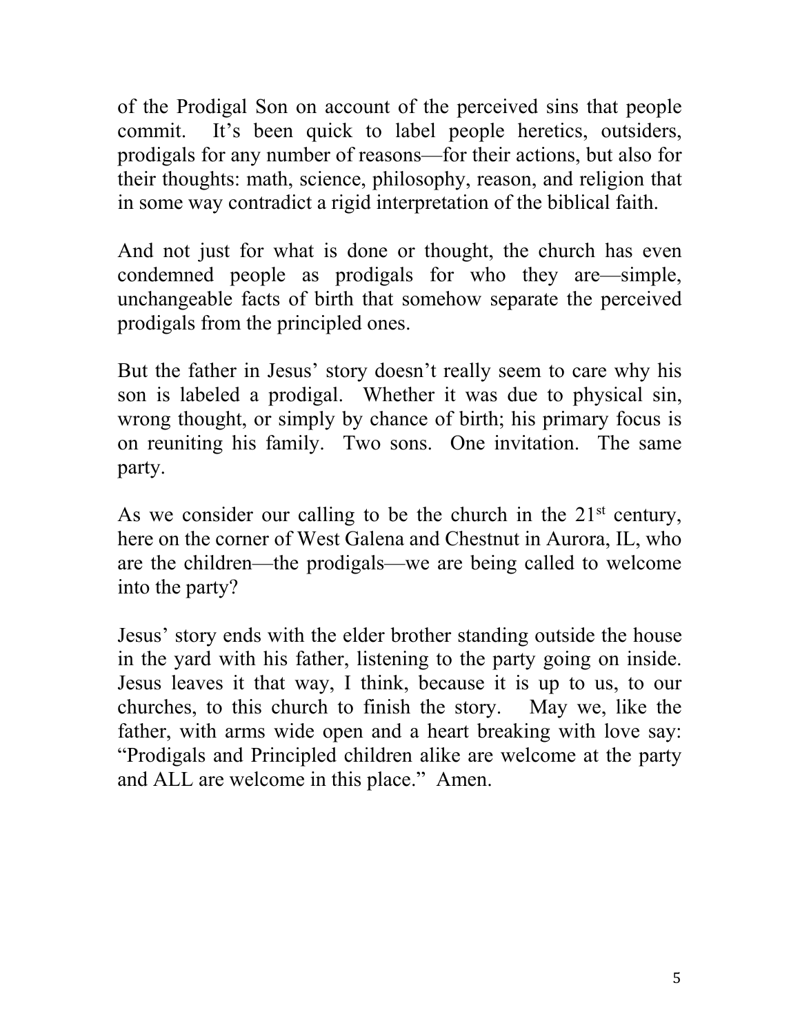of the Prodigal Son on account of the perceived sins that people commit. It's been quick to label people heretics, outsiders, prodigals for any number of reasons—for their actions, but also for their thoughts: math, science, philosophy, reason, and religion that in some way contradict a rigid interpretation of the biblical faith.

And not just for what is done or thought, the church has even condemned people as prodigals for who they are—simple, unchangeable facts of birth that somehow separate the perceived prodigals from the principled ones.

But the father in Jesus' story doesn't really seem to care why his son is labeled a prodigal. Whether it was due to physical sin, wrong thought, or simply by chance of birth; his primary focus is on reuniting his family. Two sons. One invitation. The same party.

As we consider our calling to be the church in the 21st century, here on the corner of West Galena and Chestnut in Aurora, IL, who are the children—the prodigals—we are being called to welcome into the party?

Jesus' story ends with the elder brother standing outside the house in the yard with his father, listening to the party going on inside. Jesus leaves it that way, I think, because it is up to us, to our churches, to this church to finish the story. May we, like the father, with arms wide open and a heart breaking with love say: "Prodigals and Principled children alike are welcome at the party and ALL are welcome in this place." Amen.